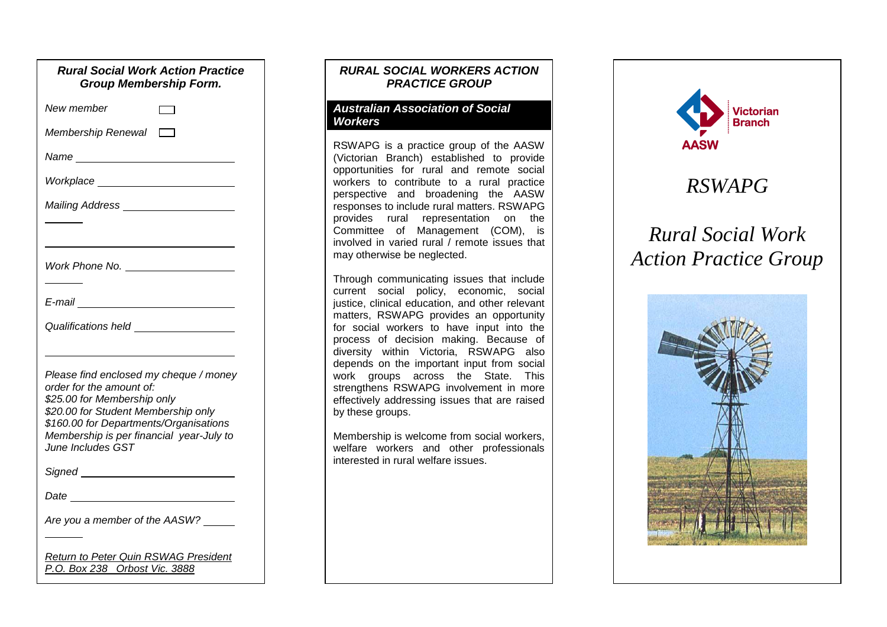### *Rural Social Work Action Practice Group Membership Form.*

*New member* ☐

*Membership Renewal* ☐

*Name* ______________________

*Workplace* ______________________

*Mailing Address* ______________________

______________________

*Work Phone No.* ______________________

*E-mail* ______________________

*Qualifications held* ______________________

______________________

*Please find enclosed my cheque / money order for the amount of:*
*$25.00 for Membership only*
*$20.00 for Student Membership only*
*$160.00 for Departments/Organisations*
*Membership is per financial year-July to June Includes GST*

*Signed* ______________________

*Date* ______________________

*Are you a member of the AASW?* ______

*Return to Peter Quin RSWAG President*
*P.O. Box 238 Orbost Vic. 3888*

### *RURAL SOCIAL WORKERS ACTION PRACTICE GROUP*

#### *Australian Association of Social Workers*

RSWAPG is a practice group of the AASW (Victorian Branch) established to provide opportunities for rural and remote social workers to contribute to a rural practice perspective and broadening the AASW responses to include rural matters. RSWAPG provides rural representation on the Committee of Management (COM), is involved in varied rural / remote issues that may otherwise be neglected.

Through communicating issues that include current social policy, economic, social justice, clinical education, and other relevant matters, RSWAPG provides an opportunity for social workers to have input into the process of decision making. Because of diversity within Victoria, RSWAPG also depends on the important input from social work groups across the State. This strengthens RSWAPG involvement in more effectively addressing issues that are raised by these groups.

Membership is welcome from social workers, welfare workers and other professionals interested in rural welfare issues.

AASW Victorian Branch

# *RSWAPG*

# *Rural Social Work Action Practice Group*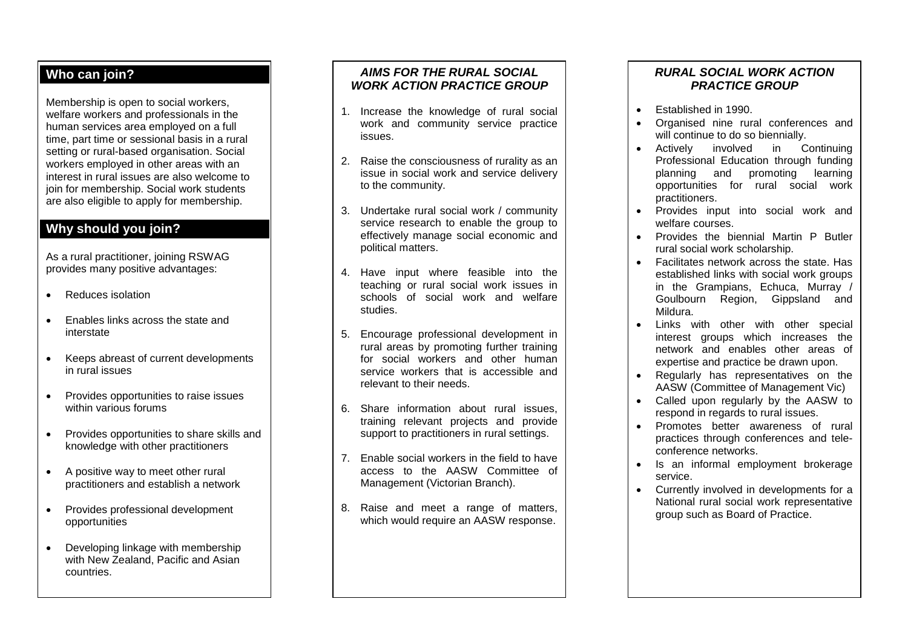## Who can join?

Membership is open to social workers, welfare workers and professionals in the human services area employed on a full time, part time or sessional basis in a rural setting or rural-based organisation. Social workers employed in other areas with an interest in rural issues are also welcome to join for membership. Social work students are also eligible to apply for membership.

## Why should you join?

As a rural practitioner, joining RSWAG provides many positive advantages:

- Reduces isolation
- Enables links across the state and interstate
- Keeps abreast of current developments in rural issues
- Provides opportunities to raise issues within various forums
- Provides opportunities to share skills and knowledge with other practitioners
- A positive way to meet other rural practitioners and establish a network
- Provides professional development opportunities
- Developing linkage with membership with New Zealand, Pacific and Asian countries.

## *AIMS FOR THE RURAL SOCIAL WORK ACTION PRACTICE GROUP*

1. Increase the knowledge of rural social work and community service practice issues.
2. Raise the consciousness of rurality as an issue in social work and service delivery to the community.
3. Undertake rural social work / community service research to enable the group to effectively manage social economic and political matters.
4. Have input where feasible into the teaching or rural social work issues in schools of social work and welfare studies.
5. Encourage professional development in rural areas by promoting further training for social workers and other human service workers that is accessible and relevant to their needs.
6. Share information about rural issues, training relevant projects and provide support to practitioners in rural settings.
7. Enable social workers in the field to have access to the AASW Committee of Management (Victorian Branch).
8. Raise and meet a range of matters, which would require an AASW response.

## *RURAL SOCIAL WORK ACTION PRACTICE GROUP*

- Established in 1990.
- Organised nine rural conferences and will continue to do so biennially.
- Actively involved in Continuing Professional Education through funding planning and promoting learning opportunities for rural social work practitioners.
- Provides input into social work and welfare courses.
- Provides the biennial Martin P Butler rural social work scholarship.
- Facilitates network across the state. Has established links with social work groups in the Grampians, Echuca, Murray / Goulbourn Region, Gippsland and Mildura.
- Links with other with other special interest groups which increases the network and enables other areas of expertise and practice be drawn upon.
- Regularly has representatives on the AASW (Committee of Management Vic)
- Called upon regularly by the AASW to respond in regards to rural issues.
- Promotes better awareness of rural practices through conferences and tele-conference networks.
- Is an informal employment brokerage service.
- Currently involved in developments for a National rural social work representative group such as Board of Practice.